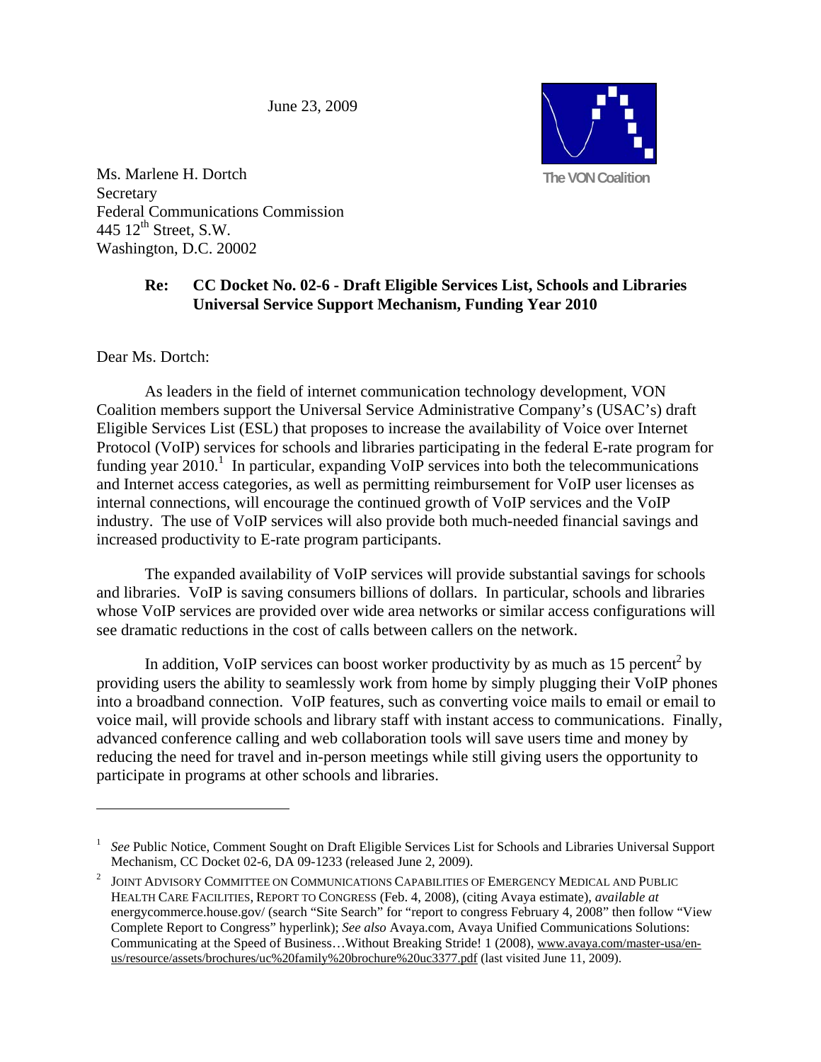June 23, 2009

The VON Coalition

Ms. Marlene H. Dortch
Secretary
Federal Communications Commission
445 12th Street, S.W.
Washington, D.C. 20002

**Re: CC Docket No. 02-6 - Draft Eligible Services List, Schools and Libraries Universal Service Support Mechanism, Funding Year 2010**

Dear Ms. Dortch:

As leaders in the field of internet communication technology development, VON Coalition members support the Universal Service Administrative Company's (USAC's) draft Eligible Services List (ESL) that proposes to increase the availability of Voice over Internet Protocol (VoIP) services for schools and libraries participating in the federal E-rate program for funding year 2010.[1] In particular, expanding VoIP services into both the telecommunications and Internet access categories, as well as permitting reimbursement for VoIP user licenses as internal connections, will encourage the continued growth of VoIP services and the VoIP industry. The use of VoIP services will also provide both much-needed financial savings and increased productivity to E-rate program participants.

The expanded availability of VoIP services will provide substantial savings for schools and libraries. VoIP is saving consumers billions of dollars. In particular, schools and libraries whose VoIP services are provided over wide area networks or similar access configurations will see dramatic reductions in the cost of calls between callers on the network.

In addition, VoIP services can boost worker productivity by as much as 15 percent[2] by providing users the ability to seamlessly work from home by simply plugging their VoIP phones into a broadband connection. VoIP features, such as converting voice mails to email or email to voice mail, will provide schools and library staff with instant access to communications. Finally, advanced conference calling and web collaboration tools will save users time and money by reducing the need for travel and in-person meetings while still giving users the opportunity to participate in programs at other schools and libraries.

---

[1] *See* Public Notice, Comment Sought on Draft Eligible Services List for Schools and Libraries Universal Support Mechanism, CC Docket 02-6, DA 09-1233 (released June 2, 2009).

[2] JOINT ADVISORY COMMITTEE ON COMMUNICATIONS CAPABILITIES OF EMERGENCY MEDICAL AND PUBLIC HEALTH CARE FACILITIES, REPORT TO CONGRESS (Feb. 4, 2008), (citing Avaya estimate), *available at* energycommerce.house.gov/ (search "Site Search" for "report to congress February 4, 2008" then follow "View Complete Report to Congress" hyperlink); *See also* Avaya.com, Avaya Unified Communications Solutions: Communicating at the Speed of Business…Without Breaking Stride! 1 (2008), www.avaya.com/master-usa/en-us/resource/assets/brochures/uc%20family%20brochure%20uc3377.pdf (last visited June 11, 2009).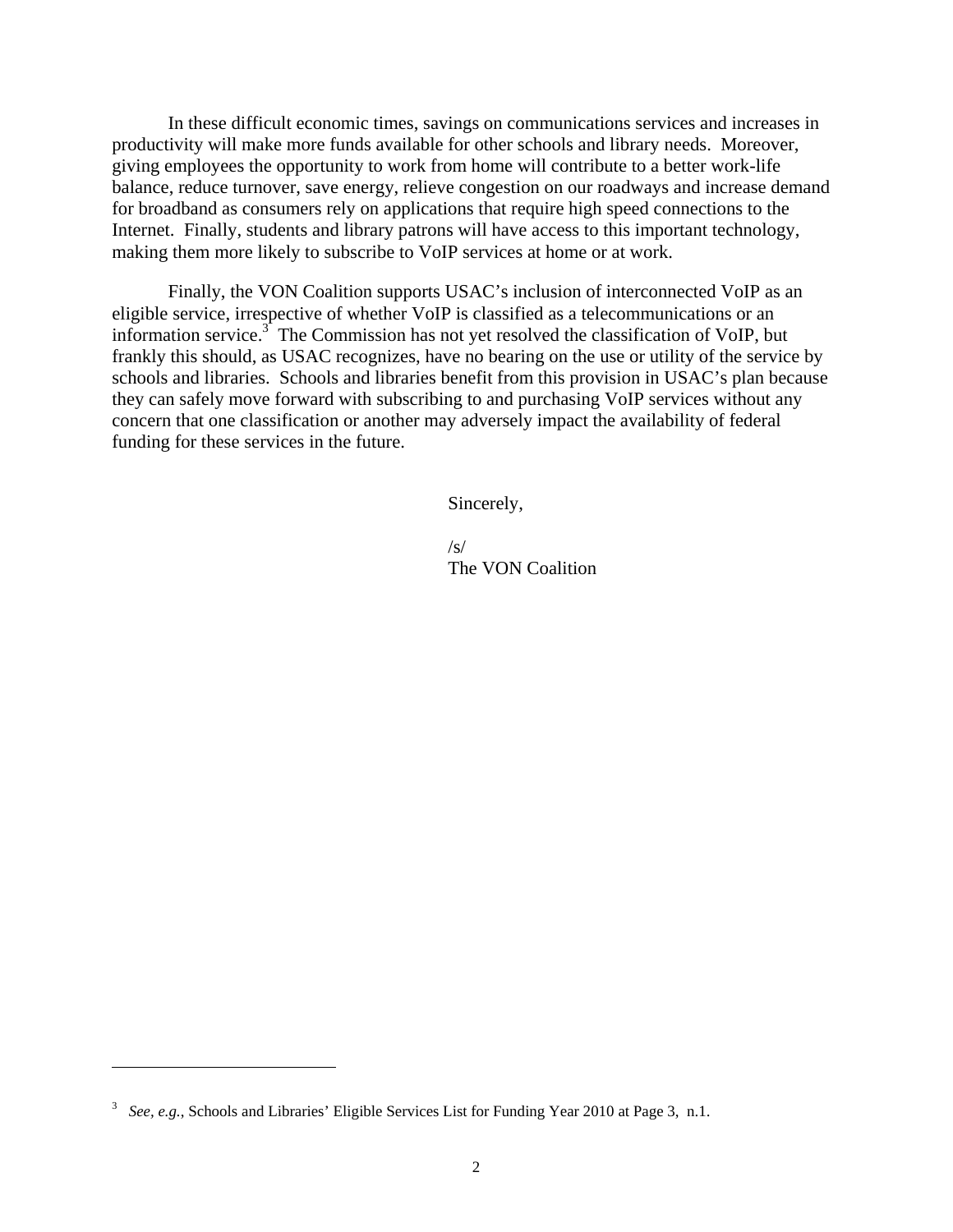In these difficult economic times, savings on communications services and increases in productivity will make more funds available for other schools and library needs. Moreover, giving employees the opportunity to work from home will contribute to a better work-life balance, reduce turnover, save energy, relieve congestion on our roadways and increase demand for broadband as consumers rely on applications that require high speed connections to the Internet. Finally, students and library patrons will have access to this important technology, making them more likely to subscribe to VoIP services at home or at work.

Finally, the VON Coalition supports USAC's inclusion of interconnected VoIP as an eligible service, irrespective of whether VoIP is classified as a telecommunications or an information service.[3] The Commission has not yet resolved the classification of VoIP, but frankly this should, as USAC recognizes, have no bearing on the use or utility of the service by schools and libraries. Schools and libraries benefit from this provision in USAC's plan because they can safely move forward with subscribing to and purchasing VoIP services without any concern that one classification or another may adversely impact the availability of federal funding for these services in the future.

Sincerely,

/s/
The VON Coalition

---

[3] *See, e.g.*, Schools and Libraries' Eligible Services List for Funding Year 2010 at Page 3, n.1.